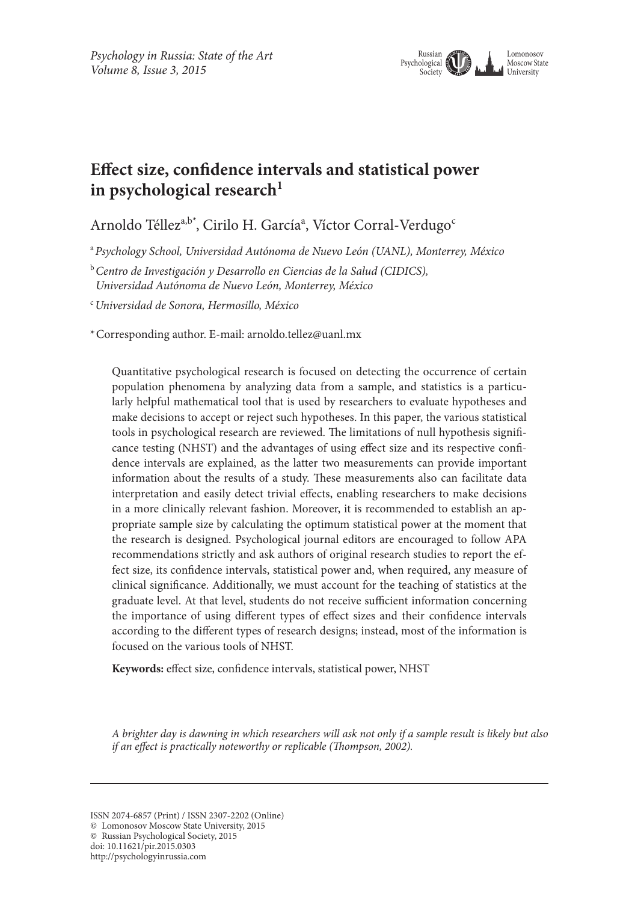# Effect size, confidence intervals and statistical power in psychological research[1]

Arnoldo Téllez[a,b*], Cirilo H. García[a], Víctor Corral-Verdugo[c]

[a] *Psychology School, Universidad Autónoma de Nuevo León (UANL), Monterrey, México*

[b] *Centro de Investigación y Desarrollo en Ciencias de la Salud (CIDICS), Universidad Autónoma de Nuevo León, Monterrey, México*

[c] *Universidad de Sonora, Hermosillo, México*

* Corresponding author. E-mail: arnoldo.tellez@uanl.mx

Quantitative psychological research is focused on detecting the occurrence of certain population phenomena by analyzing data from a sample, and statistics is a particularly helpful mathematical tool that is used by researchers to evaluate hypotheses and make decisions to accept or reject such hypotheses. In this paper, the various statistical tools in psychological research are reviewed. The limitations of null hypothesis significance testing (NHST) and the advantages of using effect size and its respective confidence intervals are explained, as the latter two measurements can provide important information about the results of a study. These measurements also can facilitate data interpretation and easily detect trivial effects, enabling researchers to make decisions in a more clinically relevant fashion. Moreover, it is recommended to establish an appropriate sample size by calculating the optimum statistical power at the moment that the research is designed. Psychological journal editors are encouraged to follow APA recommendations strictly and ask authors of original research studies to report the effect size, its confidence intervals, statistical power and, when required, any measure of clinical significance. Additionally, we must account for the teaching of statistics at the graduate level. At that level, students do not receive sufficient information concerning the importance of using different types of effect sizes and their confidence intervals according to the different types of research designs; instead, most of the information is focused on the various tools of NHST.

**Keywords:** effect size, confidence intervals, statistical power, NHST

*A brighter day is dawning in which researchers will ask not only if a sample result is likely but also if an effect is practically noteworthy or replicable (Thompson, 2002).*

ISSN 2074-6857 (Print) / ISSN 2307-2202 (Online)
© Lomonosov Moscow State University, 2015
© Russian Psychological Society, 2015
doi: 10.11621/pir.2015.0303
http://psychologyinrussia.com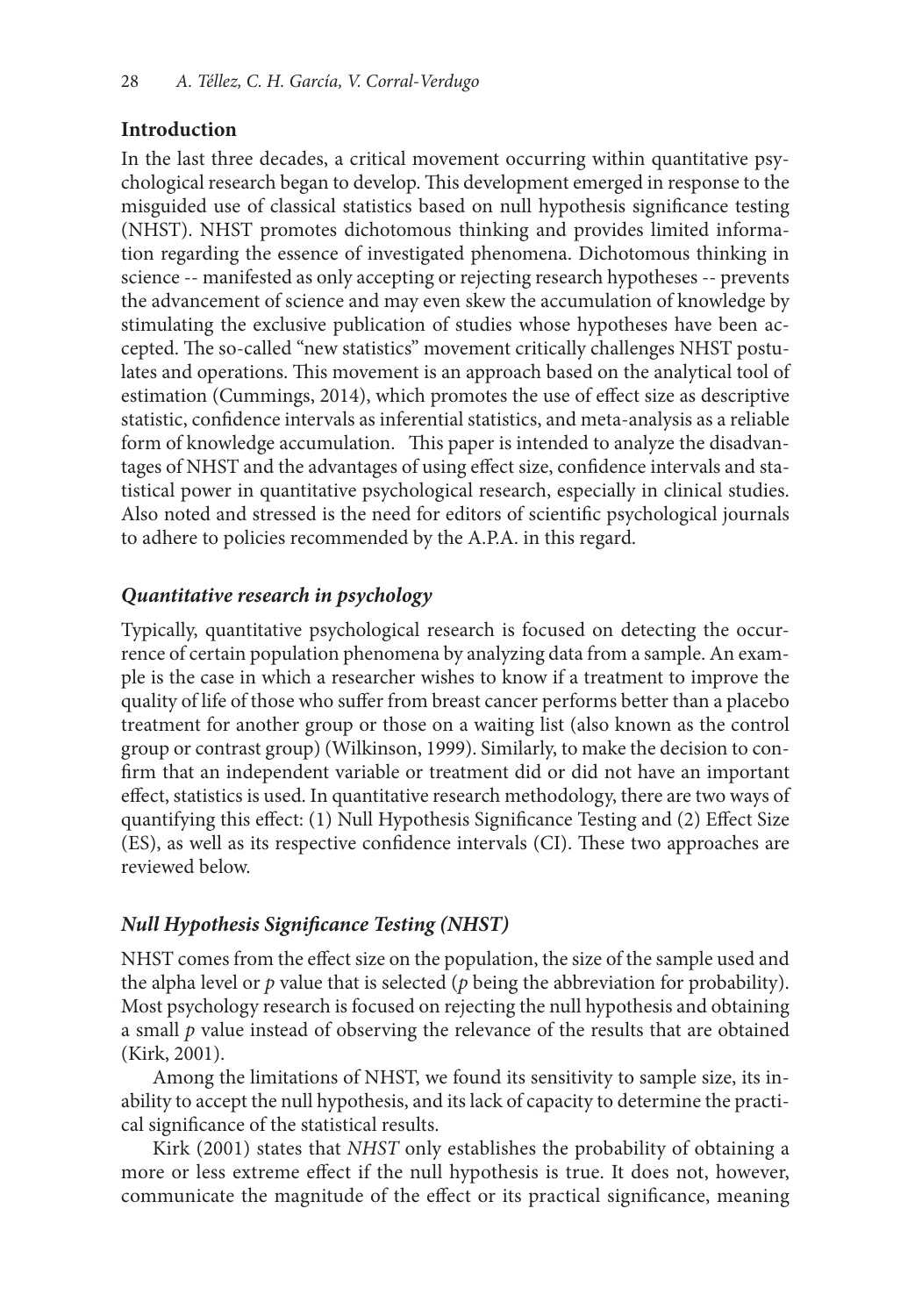## Introduction

In the last three decades, a critical movement occurring within quantitative psychological research began to develop. This development emerged in response to the misguided use of classical statistics based on null hypothesis significance testing (NHST). NHST promotes dichotomous thinking and provides limited information regarding the essence of investigated phenomena. Dichotomous thinking in science -- manifested as only accepting or rejecting research hypotheses -- prevents the advancement of science and may even skew the accumulation of knowledge by stimulating the exclusive publication of studies whose hypotheses have been accepted. The so-called "new statistics" movement critically challenges NHST postulates and operations. This movement is an approach based on the analytical tool of estimation (Cummings, 2014), which promotes the use of effect size as descriptive statistic, confidence intervals as inferential statistics, and meta-analysis as a reliable form of knowledge accumulation. This paper is intended to analyze the disadvantages of NHST and the advantages of using effect size, confidence intervals and statistical power in quantitative psychological research, especially in clinical studies. Also noted and stressed is the need for editors of scientific psychological journals to adhere to policies recommended by the A.P.A. in this regard.

### *Quantitative research in psychology*

Typically, quantitative psychological research is focused on detecting the occurrence of certain population phenomena by analyzing data from a sample. An example is the case in which a researcher wishes to know if a treatment to improve the quality of life of those who suffer from breast cancer performs better than a placebo treatment for another group or those on a waiting list (also known as the control group or contrast group) (Wilkinson, 1999). Similarly, to make the decision to confirm that an independent variable or treatment did or did not have an important effect, statistics is used. In quantitative research methodology, there are two ways of quantifying this effect: (1) Null Hypothesis Significance Testing and (2) Effect Size (ES), as well as its respective confidence intervals (CI). These two approaches are reviewed below.

### *Null Hypothesis Significance Testing (NHST)*

NHST comes from the effect size on the population, the size of the sample used and the alpha level or $p$ value that is selected ($p$ being the abbreviation for probability). Most psychology research is focused on rejecting the null hypothesis and obtaining a small $p$ value instead of observing the relevance of the results that are obtained (Kirk, 2001).

Among the limitations of NHST, we found its sensitivity to sample size, its inability to accept the null hypothesis, and its lack of capacity to determine the practical significance of the statistical results.

Kirk (2001) states that *NHST* only establishes the probability of obtaining a more or less extreme effect if the null hypothesis is true. It does not, however, communicate the magnitude of the effect or its practical significance, meaning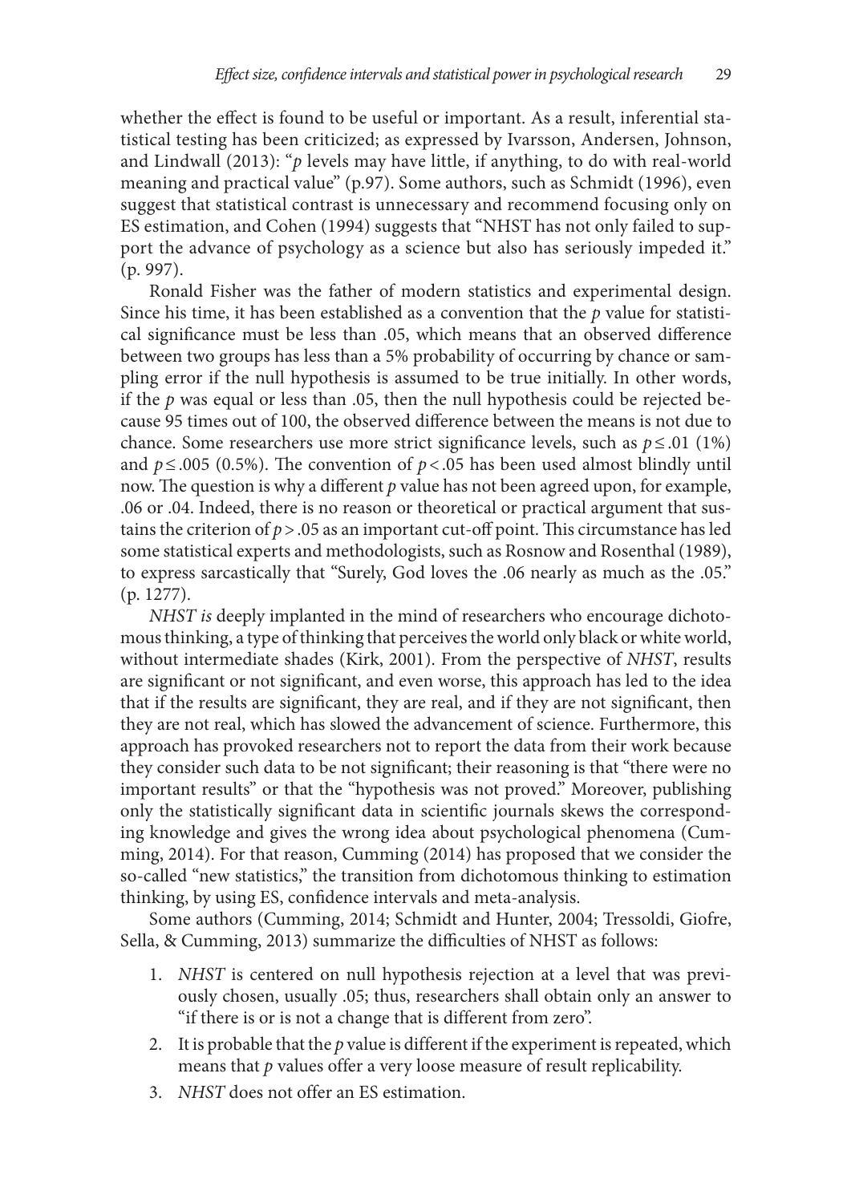whether the effect is found to be useful or important. As a result, inferential statistical testing has been criticized; as expressed by Ivarsson, Andersen, Johnson, and Lindwall (2013): "*p* levels may have little, if anything, to do with real-world meaning and practical value" (p.97). Some authors, such as Schmidt (1996), even suggest that statistical contrast is unnecessary and recommend focusing only on ES estimation, and Cohen (1994) suggests that "NHST has not only failed to support the advance of psychology as a science but also has seriously impeded it." (p. 997).

Ronald Fisher was the father of modern statistics and experimental design. Since his time, it has been established as a convention that the *p* value for statistical significance must be less than .05, which means that an observed difference between two groups has less than a 5% probability of occurring by chance or sampling error if the null hypothesis is assumed to be true initially. In other words, if the *p* was equal or less than .05, then the null hypothesis could be rejected because 95 times out of 100, the observed difference between the means is not due to chance. Some researchers use more strict significance levels, such as $p \leq .01$ (1%) and $p \leq .005$ (0.5%). The convention of $p < .05$ has been used almost blindly until now. The question is why a different *p* value has not been agreed upon, for example, .06 or .04. Indeed, there is no reason or theoretical or practical argument that sustains the criterion of $p > .05$ as an important cut-off point. This circumstance has led some statistical experts and methodologists, such as Rosnow and Rosenthal (1989), to express sarcastically that "Surely, God loves the .06 nearly as much as the .05." (p. 1277).

*NHST is* deeply implanted in the mind of researchers who encourage dichotomous thinking, a type of thinking that perceives the world only black or white world, without intermediate shades (Kirk, 2001). From the perspective of *NHST*, results are significant or not significant, and even worse, this approach has led to the idea that if the results are significant, they are real, and if they are not significant, then they are not real, which has slowed the advancement of science. Furthermore, this approach has provoked researchers not to report the data from their work because they consider such data to be not significant; their reasoning is that "there were no important results" or that the "hypothesis was not proved." Moreover, publishing only the statistically significant data in scientific journals skews the corresponding knowledge and gives the wrong idea about psychological phenomena (Cumming, 2014). For that reason, Cumming (2014) has proposed that we consider the so-called "new statistics," the transition from dichotomous thinking to estimation thinking, by using ES, confidence intervals and meta-analysis.

Some authors (Cumming, 2014; Schmidt and Hunter, 2004; Tressoldi, Giofre, Sella, & Cumming, 2013) summarize the difficulties of NHST as follows:

1. *NHST* is centered on null hypothesis rejection at a level that was previously chosen, usually .05; thus, researchers shall obtain only an answer to "if there is or is not a change that is different from zero".
2. It is probable that the *p* value is different if the experiment is repeated, which means that *p* values offer a very loose measure of result replicability.
3. *NHST* does not offer an ES estimation.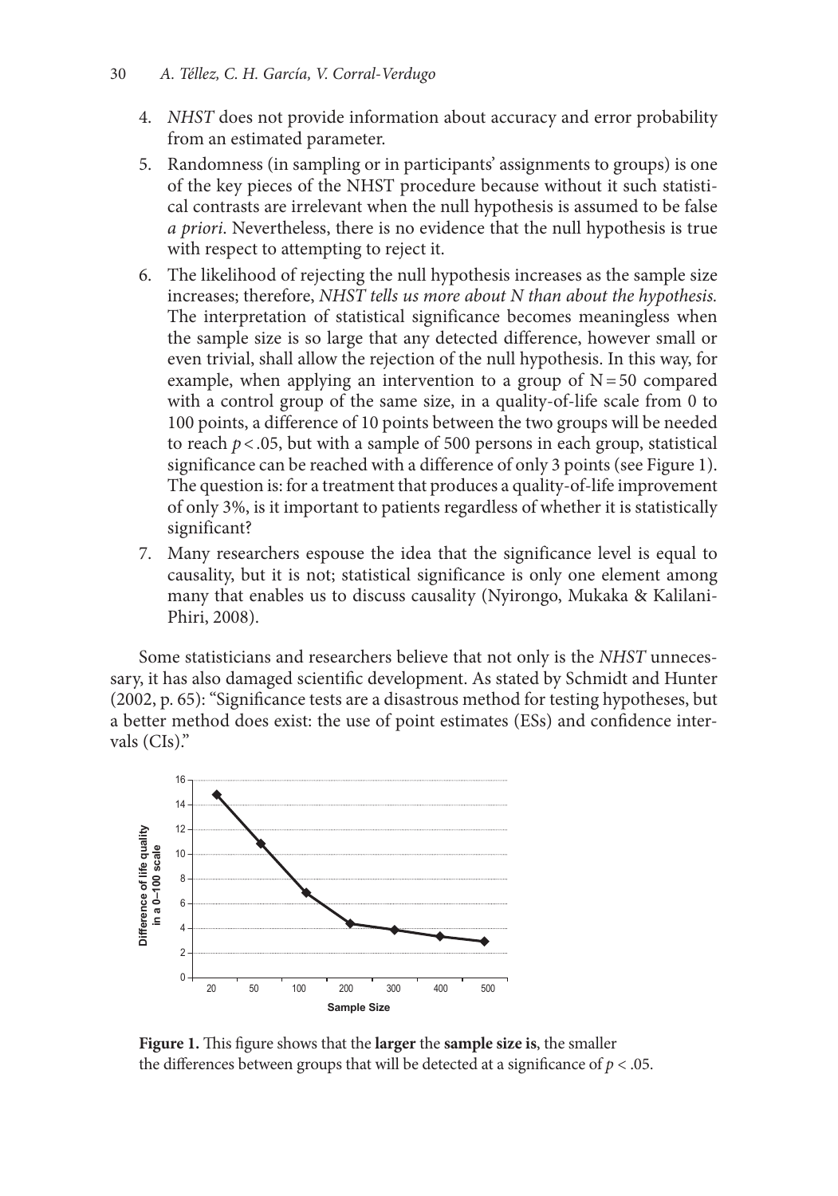4. *NHST* does not provide information about accuracy and error probability from an estimated parameter.
5. Randomness (in sampling or in participants' assignments to groups) is one of the key pieces of the NHST procedure because without it such statistical contrasts are irrelevant when the null hypothesis is assumed to be false *a priori*. Nevertheless, there is no evidence that the null hypothesis is true with respect to attempting to reject it.
6. The likelihood of rejecting the null hypothesis increases as the sample size increases; therefore, *NHST tells us more about N than about the hypothesis.* The interpretation of statistical significance becomes meaningless when the sample size is so large that any detected difference, however small or even trivial, shall allow the rejection of the null hypothesis. In this way, for example, when applying an intervention to a group of $N = 50$ compared with a control group of the same size, in a quality-of-life scale from 0 to 100 points, a difference of 10 points between the two groups will be needed to reach $p < .05$, but with a sample of 500 persons in each group, statistical significance can be reached with a difference of only 3 points (see Figure 1). The question is: for a treatment that produces a quality-of-life improvement of only 3%, is it important to patients regardless of whether it is statistically significant?
7. Many researchers espouse the idea that the significance level is equal to causality, but it is not; statistical significance is only one element among many that enables us to discuss causality (Nyirongo, Mukaka & Kalilani-Phiri, 2008).

Some statisticians and researchers believe that not only is the *NHST* unnecessary, it has also damaged scientific development. As stated by Schmidt and Hunter (2002, p. 65): "Significance tests are a disastrous method for testing hypotheses, but a better method does exist: the use of point estimates (ESs) and confidence intervals (CIs)."

Difference of life quality in a 0–100 scale

16
14
12
10
8
6
4
2
0

20 50 100 200 300 400 500

Sample Size

**Figure 1.** This figure shows that the **larger** the **sample size is**, the smaller the differences between groups that will be detected at a significance of $p < .05$.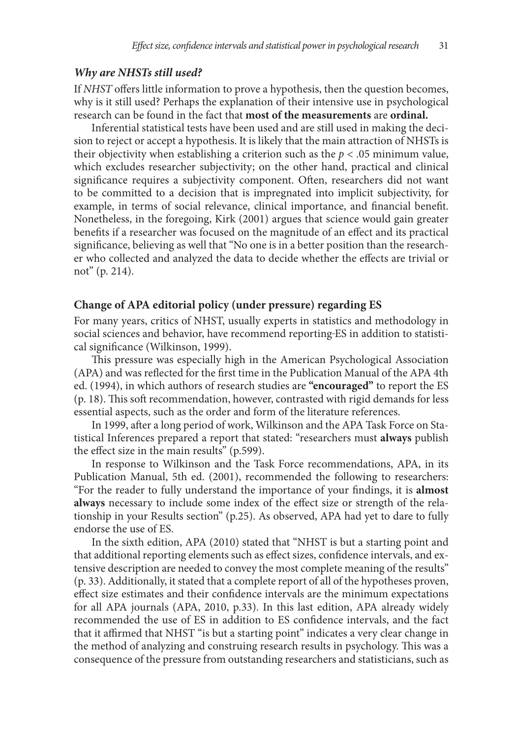### *Why are NHSTs still used?*

If *NHST* offers little information to prove a hypothesis, then the question becomes, why is it still used? Perhaps the explanation of their intensive use in psychological research can be found in the fact that **most of the measurements** are **ordinal.**

Inferential statistical tests have been used and are still used in making the decision to reject or accept a hypothesis. It is likely that the main attraction of NHSTs is their objectivity when establishing a criterion such as the $p < .05$ minimum value, which excludes researcher subjectivity; on the other hand, practical and clinical significance requires a subjectivity component. Often, researchers did not want to be committed to a decision that is impregnated into implicit subjectivity, for example, in terms of social relevance, clinical importance, and financial benefit. Nonetheless, in the foregoing, Kirk (2001) argues that science would gain greater benefits if a researcher was focused on the magnitude of an effect and its practical significance, believing as well that "No one is in a better position than the researcher who collected and analyzed the data to decide whether the effects are trivial or not" (p. 214).

## Change of APA editorial policy (under pressure) regarding ES

For many years, critics of NHST, usually experts in statistics and methodology in social sciences and behavior, have recommend reporting-ES in addition to statistical significance (Wilkinson, 1999).

This pressure was especially high in the American Psychological Association (APA) and was reflected for the first time in the Publication Manual of the APA 4th ed. (1994), in which authors of research studies are **"encouraged"** to report the ES (p. 18). This soft recommendation, however, contrasted with rigid demands for less essential aspects, such as the order and form of the literature references.

In 1999, after a long period of work, Wilkinson and the APA Task Force on Statistical Inferences prepared a report that stated: "researchers must **always** publish the effect size in the main results" (p.599).

In response to Wilkinson and the Task Force recommendations, APA, in its Publication Manual, 5th ed. (2001), recommended the following to researchers: "For the reader to fully understand the importance of your findings, it is **almost always** necessary to include some index of the effect size or strength of the relationship in your Results section" (p.25). As observed, APA had yet to dare to fully endorse the use of ES.

In the sixth edition, APA (2010) stated that "NHST is but a starting point and that additional reporting elements such as effect sizes, confidence intervals, and extensive description are needed to convey the most complete meaning of the results" (p. 33). Additionally, it stated that a complete report of all of the hypotheses proven, effect size estimates and their confidence intervals are the minimum expectations for all APA journals (APA, 2010, p.33). In this last edition, APA already widely recommended the use of ES in addition to ES confidence intervals, and the fact that it affirmed that NHST "is but a starting point" indicates a very clear change in the method of analyzing and construing research results in psychology. This was a consequence of the pressure from outstanding researchers and statisticians, such as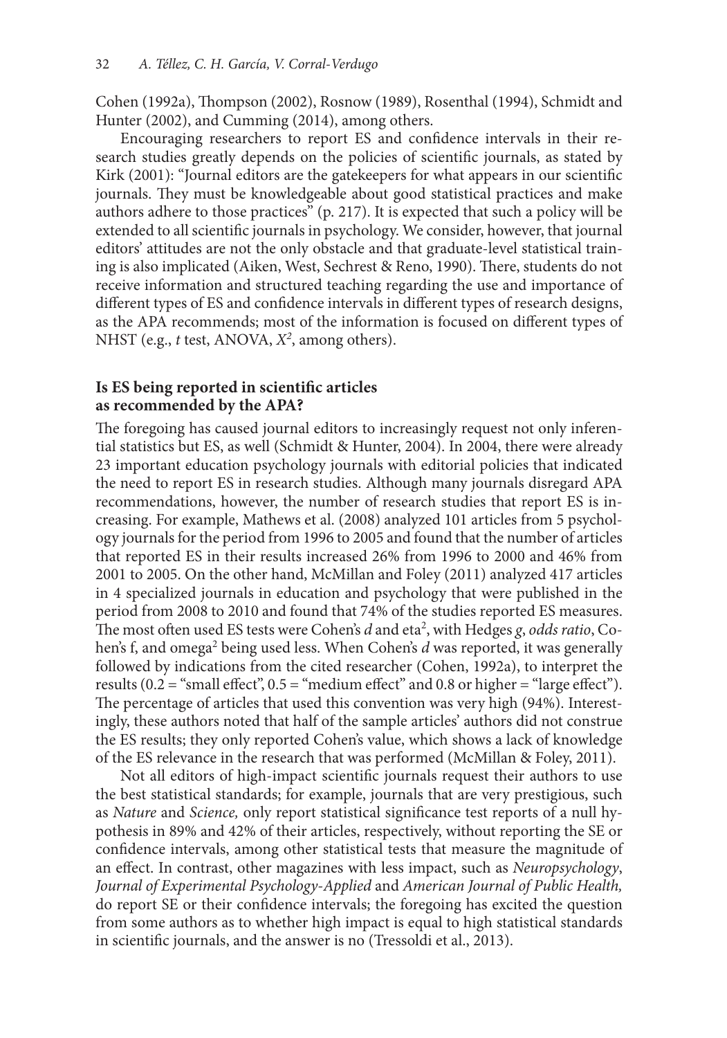Cohen (1992a), Thompson (2002), Rosnow (1989), Rosenthal (1994), Schmidt and Hunter (2002), and Cumming (2014), among others.

Encouraging researchers to report ES and confidence intervals in their research studies greatly depends on the policies of scientific journals, as stated by Kirk (2001): "Journal editors are the gatekeepers for what appears in our scientific journals. They must be knowledgeable about good statistical practices and make authors adhere to those practices" (p. 217). It is expected that such a policy will be extended to all scientific journals in psychology. We consider, however, that journal editors' attitudes are not the only obstacle and that graduate-level statistical training is also implicated (Aiken, West, Sechrest & Reno, 1990). There, students do not receive information and structured teaching regarding the use and importance of different types of ES and confidence intervals in different types of research designs, as the APA recommends; most of the information is focused on different types of NHST (e.g., *t* test, ANOVA, $X^2$, among others).

## Is ES being reported in scientific articles as recommended by the APA?

The foregoing has caused journal editors to increasingly request not only inferential statistics but ES, as well (Schmidt & Hunter, 2004). In 2004, there were already 23 important education psychology journals with editorial policies that indicated the need to report ES in research studies. Although many journals disregard APA recommendations, however, the number of research studies that report ES is increasing. For example, Mathews et al. (2008) analyzed 101 articles from 5 psychology journals for the period from 1996 to 2005 and found that the number of articles that reported ES in their results increased 26% from 1996 to 2000 and 46% from 2001 to 2005. On the other hand, McMillan and Foley (2011) analyzed 417 articles in 4 specialized journals in education and psychology that were published in the period from 2008 to 2010 and found that 74% of the studies reported ES measures. The most often used ES tests were Cohen's *d* and eta$^2$, with Hedges *g*, *odds ratio*, Cohen's f, and omega$^2$ being used less. When Cohen's *d* was reported, it was generally followed by indications from the cited researcher (Cohen, 1992a), to interpret the results (0.2 = "small effect", 0.5 = "medium effect" and 0.8 or higher = "large effect"). The percentage of articles that used this convention was very high (94%). Interestingly, these authors noted that half of the sample articles' authors did not construe the ES results; they only reported Cohen's value, which shows a lack of knowledge of the ES relevance in the research that was performed (McMillan & Foley, 2011).

Not all editors of high-impact scientific journals request their authors to use the best statistical standards; for example, journals that are very prestigious, such as *Nature* and *Science,* only report statistical significance test reports of a null hypothesis in 89% and 42% of their articles, respectively, without reporting the SE or confidence intervals, among other statistical tests that measure the magnitude of an effect. In contrast, other magazines with less impact, such as *Neuropsychology*, *Journal of Experimental Psychology-Applied* and *American Journal of Public Health,* do report SE or their confidence intervals; the foregoing has excited the question from some authors as to whether high impact is equal to high statistical standards in scientific journals, and the answer is no (Tressoldi et al., 2013).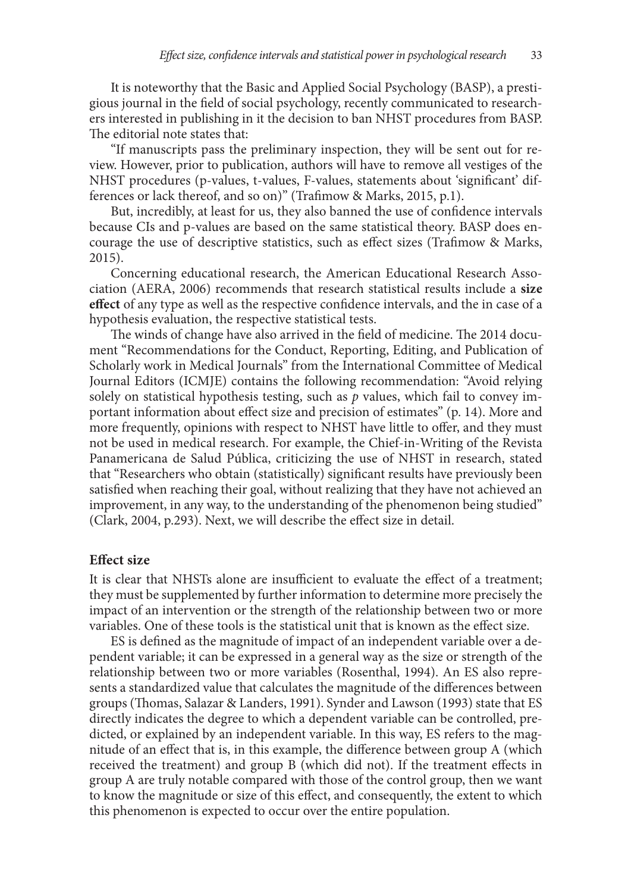It is noteworthy that the Basic and Applied Social Psychology (BASP), a prestigious journal in the field of social psychology, recently communicated to researchers interested in publishing in it the decision to ban NHST procedures from BASP. The editorial note states that:

"If manuscripts pass the preliminary inspection, they will be sent out for review. However, prior to publication, authors will have to remove all vestiges of the NHST procedures (p-values, t-values, F-values, statements about 'significant' differences or lack thereof, and so on)" (Trafimow & Marks, 2015, p.1).

But, incredibly, at least for us, they also banned the use of confidence intervals because CIs and p-values are based on the same statistical theory. BASP does encourage the use of descriptive statistics, such as effect sizes (Trafimow & Marks, 2015).

Concerning educational research, the American Educational Research Association (AERA, 2006) recommends that research statistical results include a **size effect** of any type as well as the respective confidence intervals, and the in case of a hypothesis evaluation, the respective statistical tests.

The winds of change have also arrived in the field of medicine. The 2014 document "Recommendations for the Conduct, Reporting, Editing, and Publication of Scholarly work in Medical Journals" from the International Committee of Medical Journal Editors (ICMJE) contains the following recommendation: "Avoid relying solely on statistical hypothesis testing, such as *p* values, which fail to convey important information about effect size and precision of estimates" (p. 14). More and more frequently, opinions with respect to NHST have little to offer, and they must not be used in medical research. For example, the Chief-in-Writing of the Revista Panamericana de Salud Pública, criticizing the use of NHST in research, stated that "Researchers who obtain (statistically) significant results have previously been satisfied when reaching their goal, without realizing that they have not achieved an improvement, in any way, to the understanding of the phenomenon being studied" (Clark, 2004, p.293). Next, we will describe the effect size in detail.

## Effect size

It is clear that NHSTs alone are insufficient to evaluate the effect of a treatment; they must be supplemented by further information to determine more precisely the impact of an intervention or the strength of the relationship between two or more variables. One of these tools is the statistical unit that is known as the effect size.

ES is defined as the magnitude of impact of an independent variable over a dependent variable; it can be expressed in a general way as the size or strength of the relationship between two or more variables (Rosenthal, 1994). An ES also represents a standardized value that calculates the magnitude of the differences between groups (Thomas, Salazar & Landers, 1991). Synder and Lawson (1993) state that ES directly indicates the degree to which a dependent variable can be controlled, predicted, or explained by an independent variable. In this way, ES refers to the magnitude of an effect that is, in this example, the difference between group A (which received the treatment) and group B (which did not). If the treatment effects in group A are truly notable compared with those of the control group, then we want to know the magnitude or size of this effect, and consequently, the extent to which this phenomenon is expected to occur over the entire population.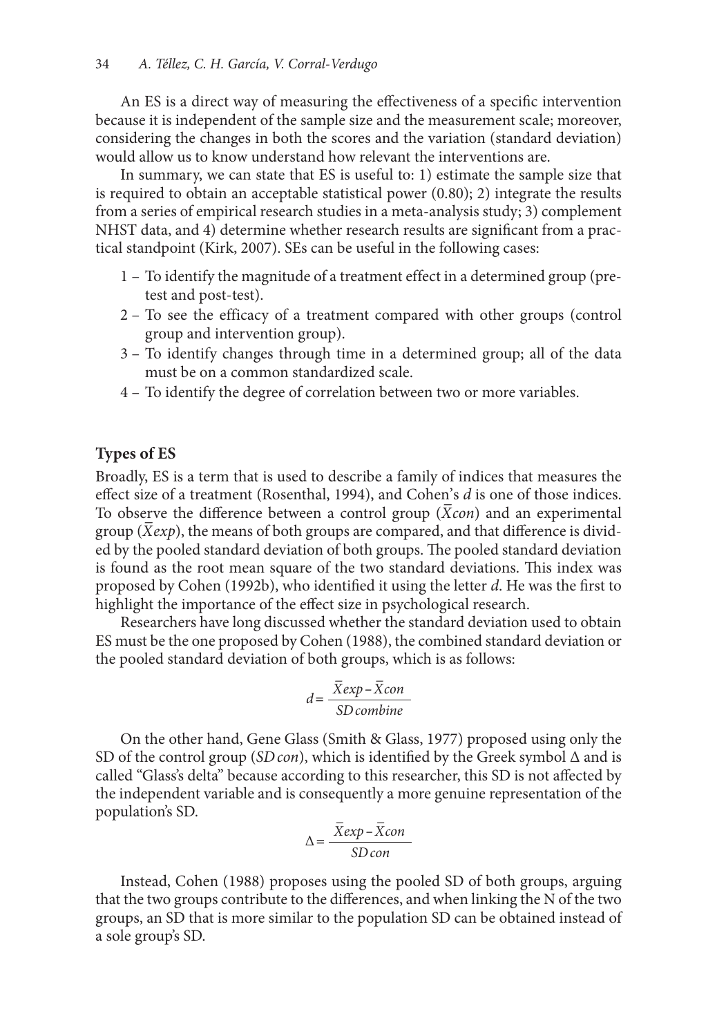An ES is a direct way of measuring the effectiveness of a specific intervention because it is independent of the sample size and the measurement scale; moreover, considering the changes in both the scores and the variation (standard deviation) would allow us to know understand how relevant the interventions are.

In summary, we can state that ES is useful to: 1) estimate the sample size that is required to obtain an acceptable statistical power (0.80); 2) integrate the results from a series of empirical research studies in a meta-analysis study; 3) complement NHST data, and 4) determine whether research results are significant from a practical standpoint (Kirk, 2007). SEs can be useful in the following cases:

1 – To identify the magnitude of a treatment effect in a determined group (pre-test and post-test).
2 – To see the efficacy of a treatment compared with other groups (control group and intervention group).
3 – To identify changes through time in a determined group; all of the data must be on a common standardized scale.
4 – To identify the degree of correlation between two or more variables.

## Types of ES

Broadly, ES is a term that is used to describe a family of indices that measures the effect size of a treatment (Rosenthal, 1994), and Cohen's *d* is one of those indices. To observe the difference between a control group ($\bar{X}con$) and an experimental group ($\bar{X}exp$), the means of both groups are compared, and that difference is divided by the pooled standard deviation of both groups. The pooled standard deviation is found as the root mean square of the two standard deviations. This index was proposed by Cohen (1992b), who identified it using the letter *d*. He was the first to highlight the importance of the effect size in psychological research.

Researchers have long discussed whether the standard deviation used to obtain ES must be the one proposed by Cohen (1988), the combined standard deviation or the pooled standard deviation of both groups, which is as follows:

$$d = \frac{\bar{X}exp - \bar{X}con}{SD\,combine}$$

On the other hand, Gene Glass (Smith & Glass, 1977) proposed using only the SD of the control group (*SD con*), which is identified by the Greek symbol Δ and is called "Glass's delta" because according to this researcher, this SD is not affected by the independent variable and is consequently a more genuine representation of the population's SD.

$$\Delta = \frac{\bar{X}exp - \bar{X}con}{SD\,con}$$

Instead, Cohen (1988) proposes using the pooled SD of both groups, arguing that the two groups contribute to the differences, and when linking the N of the two groups, an SD that is more similar to the population SD can be obtained instead of a sole group's SD.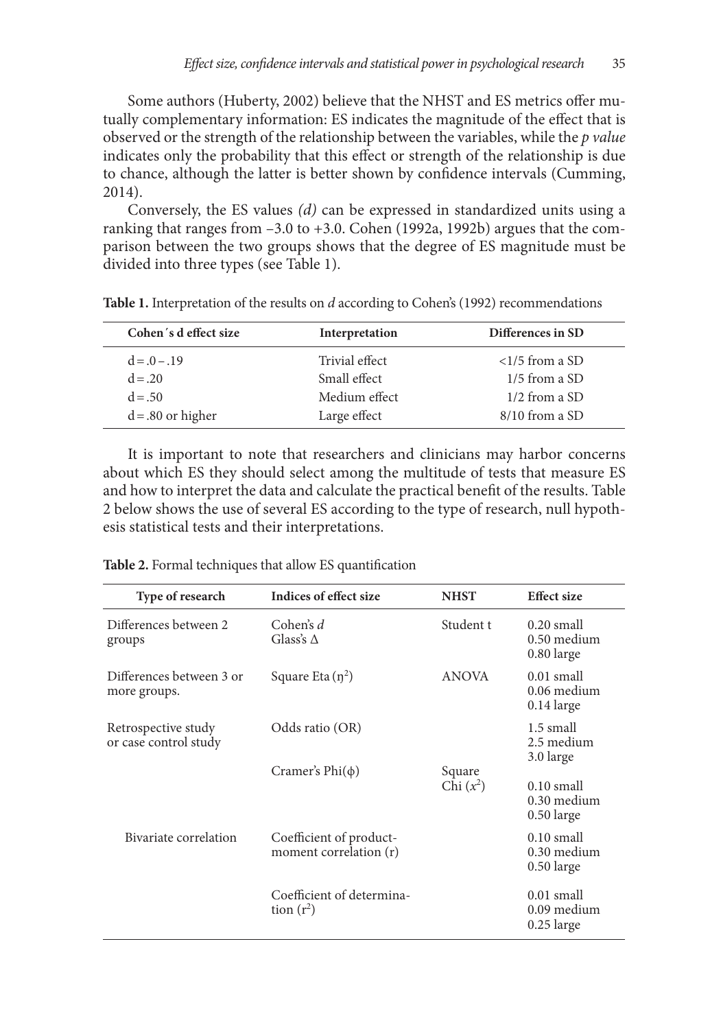Some authors (Huberty, 2002) believe that the NHST and ES metrics offer mutually complementary information: ES indicates the magnitude of the effect that is observed or the strength of the relationship between the variables, while the *p value* indicates only the probability that this effect or strength of the relationship is due to chance, although the latter is better shown by confidence intervals (Cumming, 2014).

Conversely, the ES values *(d)* can be expressed in standardized units using a ranking that ranges from –3.0 to +3.0. Cohen (1992a, 1992b) argues that the comparison between the two groups shows that the degree of ES magnitude must be divided into three types (see Table 1).

**Table 1.** Interpretation of the results on *d* according to Cohen's (1992) recommendations

| Cohen´s d effect size | Interpretation | Differences in SD |
|---|---|---|
| d = .0 – .19 | Trivial effect | <1/5 from a SD |
| d = .20 | Small effect | 1/5 from a SD |
| d = .50 | Medium effect | 1/2 from a SD |
| d = .80 or higher | Large effect | 8/10 from a SD |

It is important to note that researchers and clinicians may harbor concerns about which ES they should select among the multitude of tests that measure ES and how to interpret the data and calculate the practical benefit of the results. Table 2 below shows the use of several ES according to the type of research, null hypothesis statistical tests and their interpretations.

**Table 2.** Formal techniques that allow ES quantification

| Type of research | Indices of effect size | NHST | Effect size |
|---|---|---|---|
| Differences between 2 groups | Cohen's *d*<br>Glass's Δ | Student t | 0.20 small<br>0.50 medium<br>0.80 large |
| Differences between 3 or more groups. | Square Eta ($\eta^2$) | ANOVA | 0.01 small<br>0.06 medium<br>0.14 large |
| Retrospective study or case control study | Odds ratio (OR) | | 1.5 small<br>2.5 medium<br>3.0 large |
| | Cramer's Phi(ϕ) | Square Chi ($x^2$) | 0.10 small<br>0.30 medium<br>0.50 large |
| Bivariate correlation | Coefficient of product-moment correlation (r) | | 0.10 small<br>0.30 medium<br>0.50 large |
| | Coefficient of determination ($r^2$) | | 0.01 small<br>0.09 medium<br>0.25 large |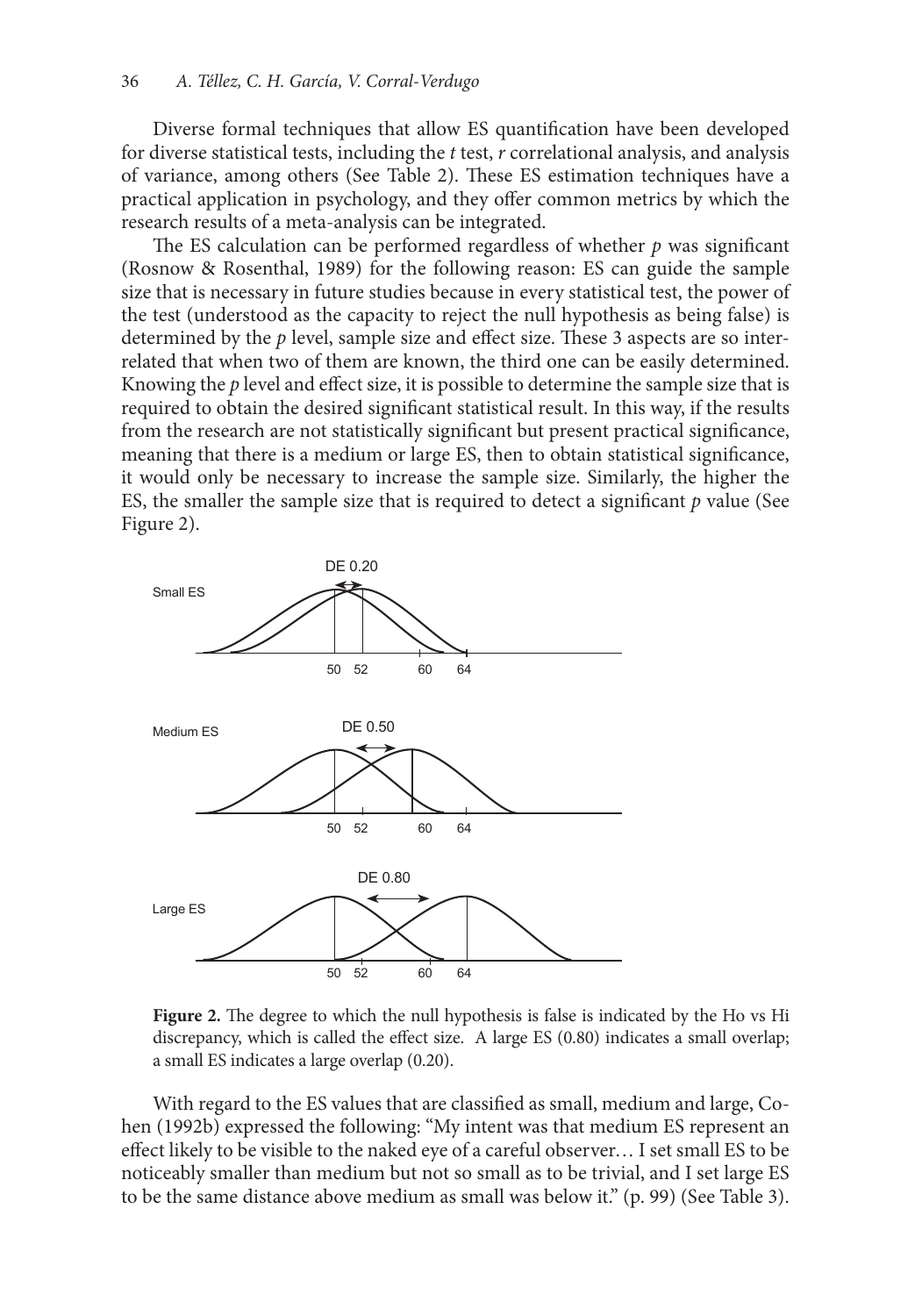Diverse formal techniques that allow ES quantification have been developed for diverse statistical tests, including the *t* test, *r* correlational analysis, and analysis of variance, among others (See Table 2). These ES estimation techniques have a practical application in psychology, and they offer common metrics by which the research results of a meta-analysis can be integrated.

The ES calculation can be performed regardless of whether *p* was significant (Rosnow & Rosenthal, 1989) for the following reason: ES can guide the sample size that is necessary in future studies because in every statistical test, the power of the test (understood as the capacity to reject the null hypothesis as being false) is determined by the *p* level, sample size and effect size. These 3 aspects are so interrelated that when two of them are known, the third one can be easily determined. Knowing the *p* level and effect size, it is possible to determine the sample size that is required to obtain the desired significant statistical result. In this way, if the results from the research are not statistically significant but present practical significance, meaning that there is a medium or large ES, then to obtain statistical significance, it would only be necessary to increase the sample size. Similarly, the higher the ES, the smaller the sample size that is required to detect a significant *p* value (See Figure 2).

Small ES
DE 0.20
50 52 60 64

Medium ES
DE 0.50
50 52 60 64

Large ES
DE 0.80
50 52 60 64

**Figure 2.** The degree to which the null hypothesis is false is indicated by the Ho vs Hi discrepancy, which is called the effect size. A large ES (0.80) indicates a small overlap; a small ES indicates a large overlap (0.20).

With regard to the ES values that are classified as small, medium and large, Cohen (1992b) expressed the following: "My intent was that medium ES represent an effect likely to be visible to the naked eye of a careful observer… I set small ES to be noticeably smaller than medium but not so small as to be trivial, and I set large ES to be the same distance above medium as small was below it." (p. 99) (See Table 3).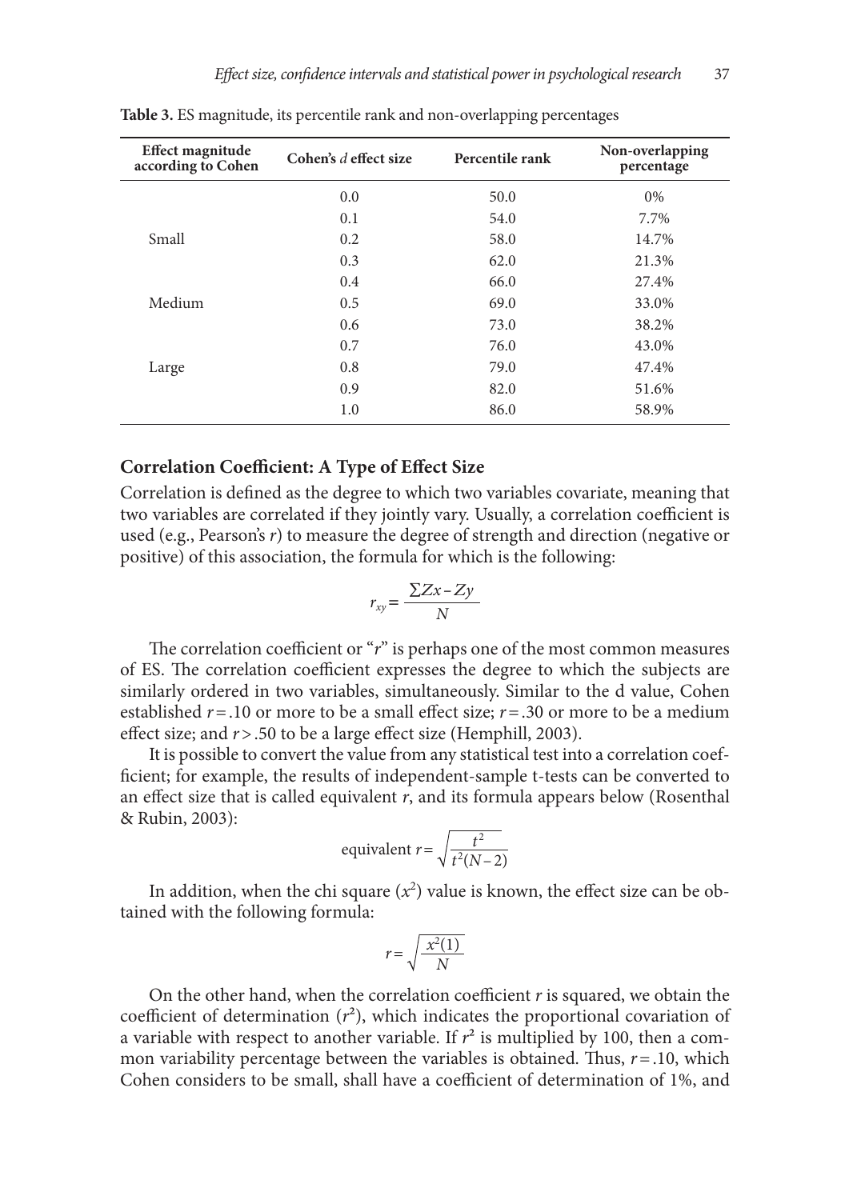**Table 3.** ES magnitude, its percentile rank and non-overlapping percentages

| Effect magnitude according to Cohen | Cohen's $d$ effect size | Percentile rank | Non-overlapping percentage |
|---|---|---|---|
| | 0.0 | 50.0 | 0% |
| | 0.1 | 54.0 | 7.7% |
| Small | 0.2 | 58.0 | 14.7% |
| | 0.3 | 62.0 | 21.3% |
| | 0.4 | 66.0 | 27.4% |
| Medium | 0.5 | 69.0 | 33.0% |
| | 0.6 | 73.0 | 38.2% |
| | 0.7 | 76.0 | 43.0% |
| Large | 0.8 | 79.0 | 47.4% |
| | 0.9 | 82.0 | 51.6% |
| | 1.0 | 86.0 | 58.9% |

## Correlation Coefficient: A Type of Effect Size

Correlation is defined as the degree to which two variables covariate, meaning that two variables are correlated if they jointly vary. Usually, a correlation coefficient is used (e.g., Pearson's $r$) to measure the degree of strength and direction (negative or positive) of this association, the formula for which is the following:

$$r_{xy} = \frac{\sum Zx - Zy}{N}$$

The correlation coefficient or "$r$" is perhaps one of the most common measures of ES. The correlation coefficient expresses the degree to which the subjects are similarly ordered in two variables, simultaneously. Similar to the d value, Cohen established $r = .10$ or more to be a small effect size; $r = .30$ or more to be a medium effect size; and $r > .50$ to be a large effect size (Hemphill, 2003).

It is possible to convert the value from any statistical test into a correlation coefficient; for example, the results of independent-sample t-tests can be converted to an effect size that is called equivalent $r$, and its formula appears below (Rosenthal & Rubin, 2003):

$$\text{equivalent } r = \sqrt{\frac{t^2}{t^2(N-2)}}$$

In addition, when the chi square ($x^2$) value is known, the effect size can be obtained with the following formula:

$$r = \sqrt{\frac{x^2(1)}{N}}$$

On the other hand, when the correlation coefficient $r$ is squared, we obtain the coefficient of determination ($r^2$), which indicates the proportional covariation of a variable with respect to another variable. If $r^2$ is multiplied by 100, then a common variability percentage between the variables is obtained. Thus, $r = .10$, which Cohen considers to be small, shall have a coefficient of determination of 1%, and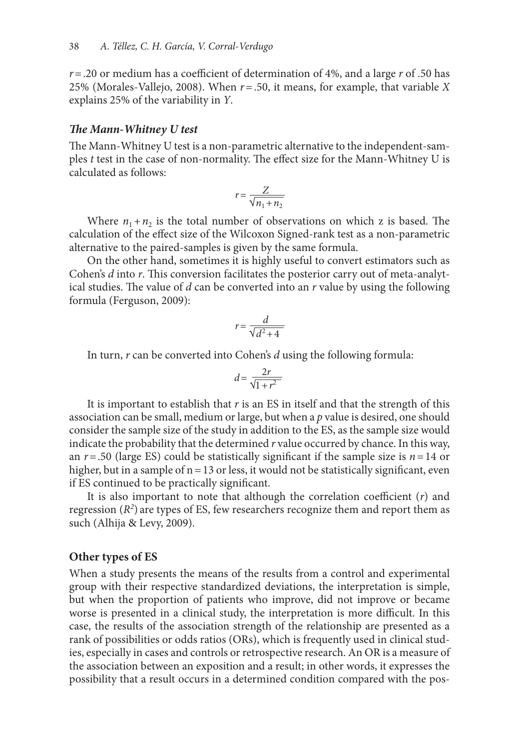$r = .20$ or medium has a coefficient of determination of 4%, and a large $r$ of .50 has 25% (Morales-Vallejo, 2008). When $r = .50$, it means, for example, that variable $X$ explains 25% of the variability in $Y$.

### *The Mann-Whitney U test*

The Mann-Whitney U test is a non-parametric alternative to the independent-samples *t* test in the case of non-normality. The effect size for the Mann-Whitney U is calculated as follows:

$$r = \frac{Z}{\sqrt{n_1 + n_2}}$$

Where $n_1 + n_2$ is the total number of observations on which z is based. The calculation of the effect size of the Wilcoxon Signed-rank test as a non-parametric alternative to the paired-samples is given by the same formula.

On the other hand, sometimes it is highly useful to convert estimators such as Cohen's $d$ into $r$. This conversion facilitates the posterior carry out of meta-analytical studies. The value of $d$ can be converted into an $r$ value by using the following formula (Ferguson, 2009):

$$r = \frac{d}{\sqrt{d^2 + 4}}$$

In turn, $r$ can be converted into Cohen's $d$ using the following formula:

$$d = \frac{2r}{\sqrt{1 + r^2}}$$

It is important to establish that $r$ is an ES in itself and that the strength of this association can be small, medium or large, but when a $p$ value is desired, one should consider the sample size of the study in addition to the ES, as the sample size would indicate the probability that the determined $r$ value occurred by chance. In this way, an $r = .50$ (large ES) could be statistically significant if the sample size is $n = 14$ or higher, but in a sample of $n = 13$ or less, it would not be statistically significant, even if ES continued to be practically significant.

It is also important to note that although the correlation coefficient ($r$) and regression ($R^2$) are types of ES, few researchers recognize them and report them as such (Alhija & Levy, 2009).

## Other types of ES

When a study presents the means of the results from a control and experimental group with their respective standardized deviations, the interpretation is simple, but when the proportion of patients who improve, did not improve or became worse is presented in a clinical study, the interpretation is more difficult. In this case, the results of the association strength of the relationship are presented as a rank of possibilities or odds ratios (ORs), which is frequently used in clinical studies, especially in cases and controls or retrospective research. An OR is a measure of the association between an exposition and a result; in other words, it expresses the possibility that a result occurs in a determined condition compared with the pos-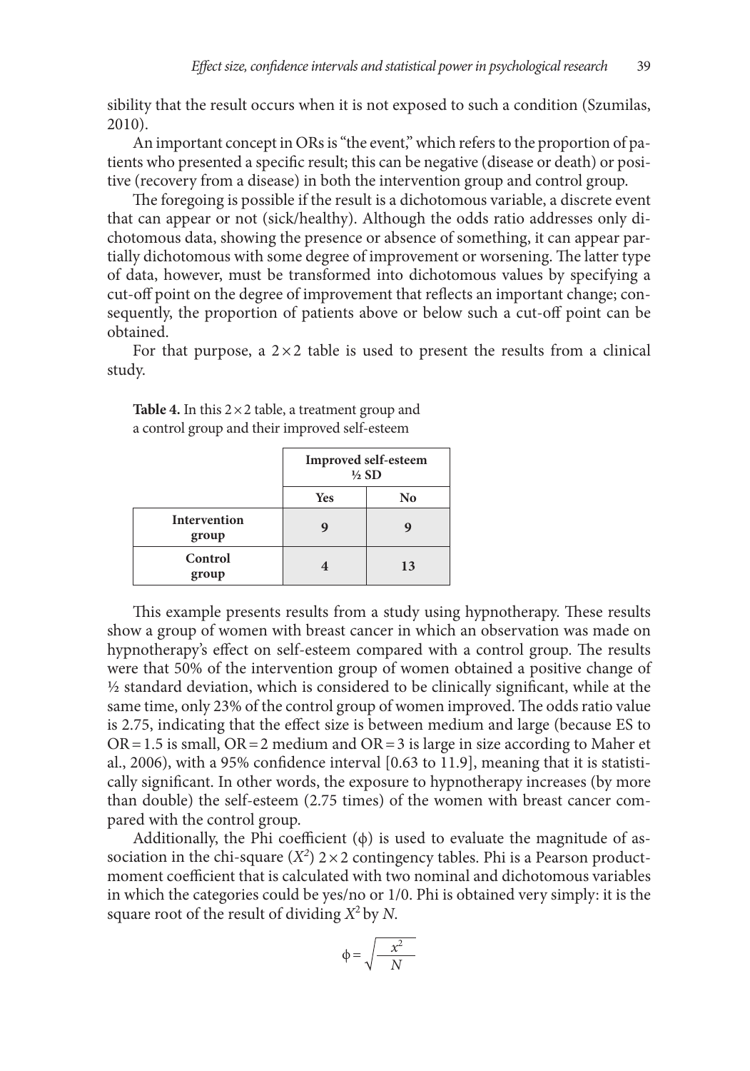sibility that the result occurs when it is not exposed to such a condition (Szumilas, 2010).

An important concept in ORs is "the event," which refers to the proportion of patients who presented a specific result; this can be negative (disease or death) or positive (recovery from a disease) in both the intervention group and control group.

The foregoing is possible if the result is a dichotomous variable, a discrete event that can appear or not (sick/healthy). Although the odds ratio addresses only dichotomous data, showing the presence or absence of something, it can appear partially dichotomous with some degree of improvement or worsening. The latter type of data, however, must be transformed into dichotomous values by specifying a cut-off point on the degree of improvement that reflects an important change; consequently, the proportion of patients above or below such a cut-off point can be obtained.

For that purpose, a $2 \times 2$ table is used to present the results from a clinical study.

**Table 4.** In this $2 \times 2$ table, a treatment group and a control group and their improved self-esteem

| | **Improved self-esteem ½ SD** | |
|---|---|---|
| | **Yes** | **No** |
| **Intervention group** | **9** | **9** |
| **Control group** | **4** | **13** |

This example presents results from a study using hypnotherapy. These results show a group of women with breast cancer in which an observation was made on hypnotherapy's effect on self-esteem compared with a control group. The results were that 50% of the intervention group of women obtained a positive change of ½ standard deviation, which is considered to be clinically significant, while at the same time, only 23% of the control group of women improved. The odds ratio value is 2.75, indicating that the effect size is between medium and large (because ES to OR = 1.5 is small, OR = 2 medium and OR = 3 is large in size according to Maher et al., 2006), with a 95% confidence interval [0.63 to 11.9], meaning that it is statistically significant. In other words, the exposure to hypnotherapy increases (by more than double) the self-esteem (2.75 times) of the women with breast cancer compared with the control group.

Additionally, the Phi coefficient (ϕ) is used to evaluate the magnitude of association in the chi-square ($X^2$) $2 \times 2$ contingency tables. Phi is a Pearson product-moment coefficient that is calculated with two nominal and dichotomous variables in which the categories could be yes/no or 1/0. Phi is obtained very simply: it is the square root of the result of dividing $X^2$ by $N$.

$$\phi = \sqrt{\frac{x^2}{N}}$$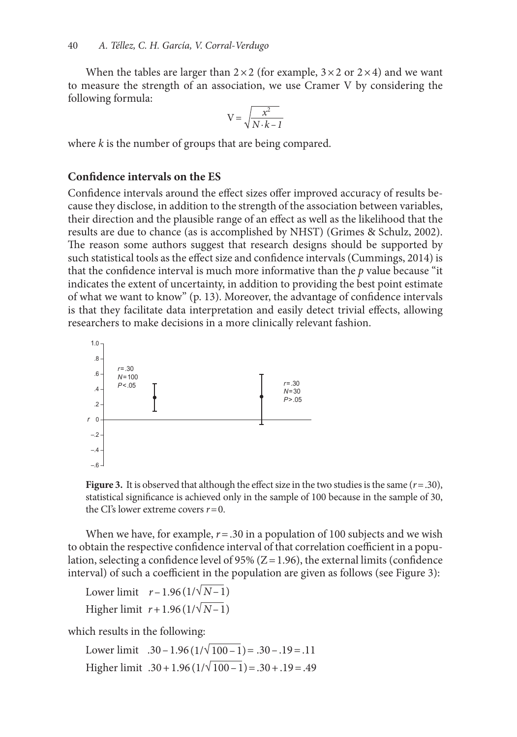When the tables are larger than $2 \times 2$ (for example, $3 \times 2$ or $2 \times 4$) and we want to measure the strength of an association, we use Cramer V by considering the following formula:

$$V = \sqrt{\frac{x^2}{N \cdot k - 1}}$$

where $k$ is the number of groups that are being compared.

### Confidence intervals on the ES

Confidence intervals around the effect sizes offer improved accuracy of results because they disclose, in addition to the strength of the association between variables, their direction and the plausible range of an effect as well as the likelihood that the results are due to chance (as is accomplished by NHST) (Grimes & Schulz, 2002). The reason some authors suggest that research designs should be supported by such statistical tools as the effect size and confidence intervals (Cummings, 2014) is that the confidence interval is much more informative than the $p$ value because "it indicates the extent of uncertainty, in addition to providing the best point estimate of what we want to know" (p. 13). Moreover, the advantage of confidence intervals is that they facilitate data interpretation and easily detect trivial effects, allowing researchers to make decisions in a more clinically relevant fashion.

1.0
.8
.6
.4
.2
r 0
–.2
–.4
–.6

$r = .30$
$N = 100$
$P < .05$

$r = .30$
$N = 30$
$P > .05$

**Figure 3.** It is observed that although the effect size in the two studies is the same ($r = .30$), statistical significance is achieved only in the sample of 100 because in the sample of 30, the CI's lower extreme covers $r = 0$.

When we have, for example, $r = .30$ in a population of 100 subjects and we wish to obtain the respective confidence interval of that correlation coefficient in a population, selecting a confidence level of 95% ($Z = 1.96$), the external limits (confidence interval) of such a coefficient in the population are given as follows (see Figure 3):

Lower limit $\quad r - 1.96\,(1/\sqrt{N-1})$

Higher limit $\quad r + 1.96\,(1/\sqrt{N-1})$

which results in the following:

Lower limit $\quad .30 - 1.96\,(1/\sqrt{100-1}) = .30 - .19 = .11$

Higher limit $\quad .30 + 1.96\,(1/\sqrt{100-1}) = .30 + .19 = .49$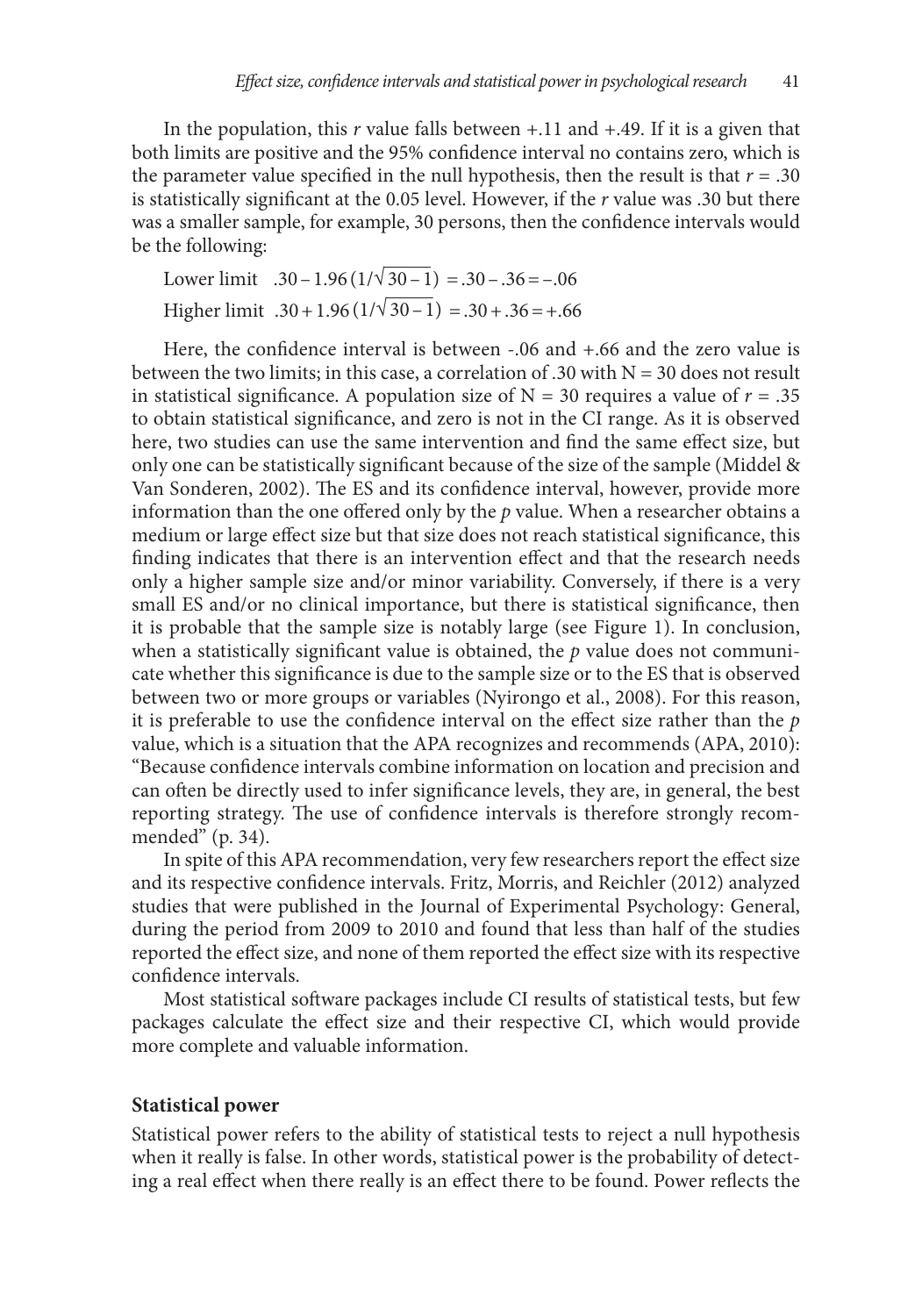In the population, this $r$ value falls between +.11 and +.49. If it is a given that both limits are positive and the 95% confidence interval no contains zero, which is the parameter value specified in the null hypothesis, then the result is that $r = .30$ is statistically significant at the 0.05 level. However, if the $r$ value was .30 but there was a smaller sample, for example, 30 persons, then the confidence intervals would be the following:

Lower limit $.30 - 1.96\,(1/\sqrt{30-1}) = .30 - .36 = -.06$

Higher limit $.30 + 1.96\,(1/\sqrt{30-1}) = .30 + .36 = +.66$

Here, the confidence interval is between -.06 and +.66 and the zero value is between the two limits; in this case, a correlation of .30 with $N = 30$ does not result in statistical significance. A population size of $N = 30$ requires a value of $r = .35$ to obtain statistical significance, and zero is not in the CI range. As it is observed here, two studies can use the same intervention and find the same effect size, but only one can be statistically significant because of the size of the sample (Middel & Van Sonderen, 2002). The ES and its confidence interval, however, provide more information than the one offered only by the $p$ value. When a researcher obtains a medium or large effect size but that size does not reach statistical significance, this finding indicates that there is an intervention effect and that the research needs only a higher sample size and/or minor variability. Conversely, if there is a very small ES and/or no clinical importance, but there is statistical significance, then it is probable that the sample size is notably large (see Figure 1). In conclusion, when a statistically significant value is obtained, the $p$ value does not communicate whether this significance is due to the sample size or to the ES that is observed between two or more groups or variables (Nyirongo et al., 2008). For this reason, it is preferable to use the confidence interval on the effect size rather than the $p$ value, which is a situation that the APA recognizes and recommends (APA, 2010): "Because confidence intervals combine information on location and precision and can often be directly used to infer significance levels, they are, in general, the best reporting strategy. The use of confidence intervals is therefore strongly recommended" (p. 34).

In spite of this APA recommendation, very few researchers report the effect size and its respective confidence intervals. Fritz, Morris, and Reichler (2012) analyzed studies that were published in the Journal of Experimental Psychology: General, during the period from 2009 to 2010 and found that less than half of the studies reported the effect size, and none of them reported the effect size with its respective confidence intervals.

Most statistical software packages include CI results of statistical tests, but few packages calculate the effect size and their respective CI, which would provide more complete and valuable information.

## Statistical power

Statistical power refers to the ability of statistical tests to reject a null hypothesis when it really is false. In other words, statistical power is the probability of detecting a real effect when there really is an effect there to be found. Power reflects the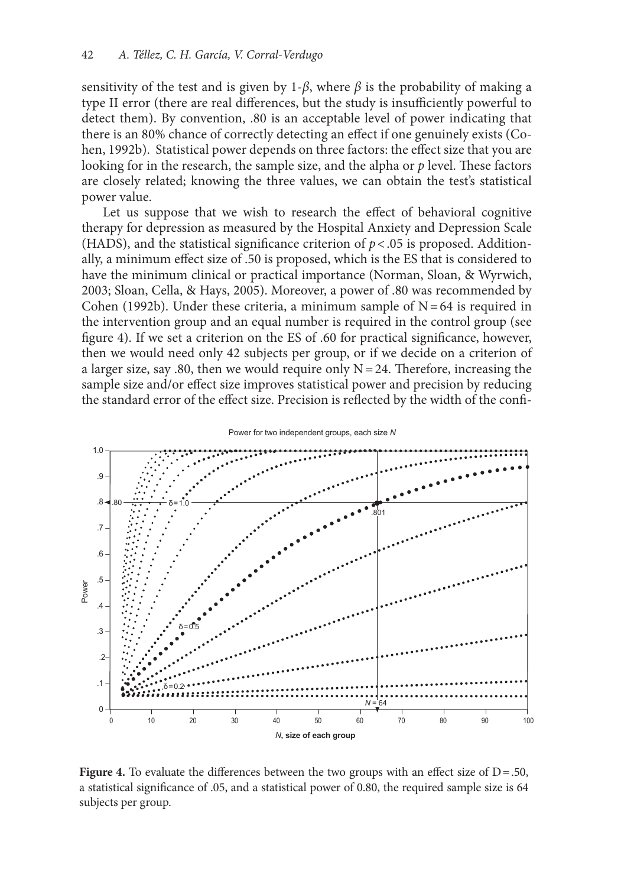sensitivity of the test and is given by 1-$\beta$, where $\beta$ is the probability of making a type II error (there are real differences, but the study is insufficiently powerful to detect them). By convention, .80 is an acceptable level of power indicating that there is an 80% chance of correctly detecting an effect if one genuinely exists (Cohen, 1992b). Statistical power depends on three factors: the effect size that you are looking for in the research, the sample size, and the alpha or $p$ level. These factors are closely related; knowing the three values, we can obtain the test's statistical power value.

Let us suppose that we wish to research the effect of behavioral cognitive therapy for depression as measured by the Hospital Anxiety and Depression Scale (HADS), and the statistical significance criterion of $p < .05$ is proposed. Additionally, a minimum effect size of .50 is proposed, which is the ES that is considered to have the minimum clinical or practical importance (Norman, Sloan, & Wyrwich, 2003; Sloan, Cella, & Hays, 2005). Moreover, a power of .80 was recommended by Cohen (1992b). Under these criteria, a minimum sample of N = 64 is required in the intervention group and an equal number is required in the control group (see figure 4). If we set a criterion on the ES of .60 for practical significance, however, then we would need only 42 subjects per group, or if we decide on a criterion of a larger size, say .80, then we would require only N = 24. Therefore, increasing the sample size and/or effect size improves statistical power and precision by reducing the standard error of the effect size. Precision is reflected by the width of the confi-

Power for two independent groups, each size *N*

Power

1.0
.9
.8
.80
.7
.6
.5
.4
.3
.2
.1
0

δ = 1.0
δ = 0.5
δ = 0.2
.801
*N* = 64

0 10 20 30 40 50 60 70 80 90 100

*N*, size of each group

**Figure 4.** To evaluate the differences between the two groups with an effect size of D = .50, a statistical significance of .05, and a statistical power of 0.80, the required sample size is 64 subjects per group.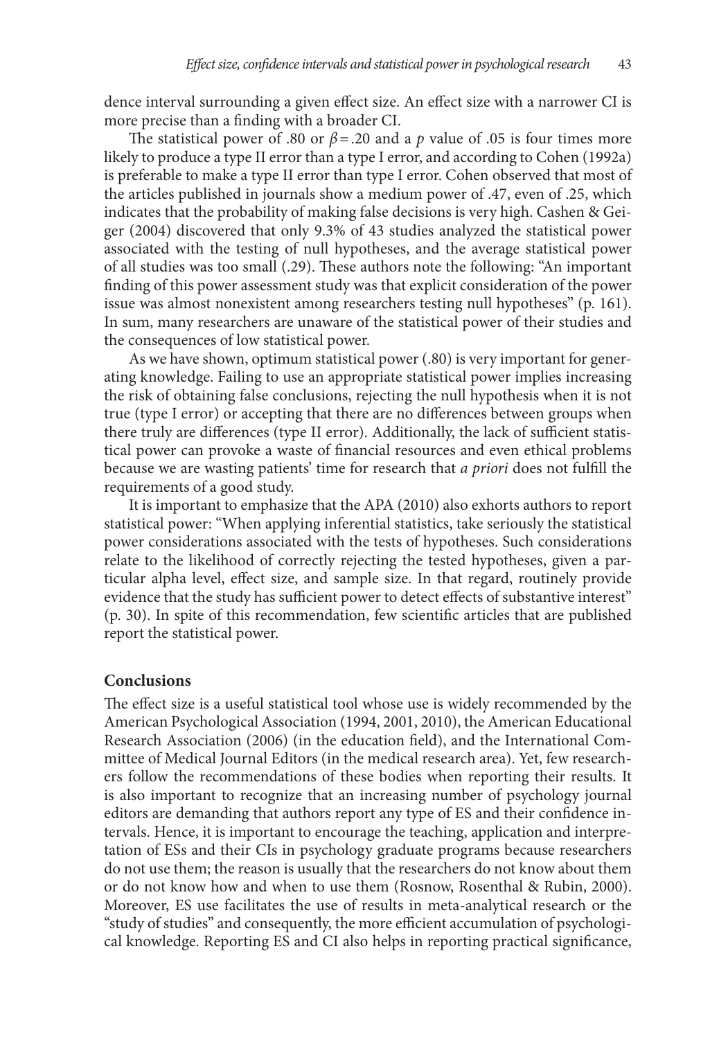dence interval surrounding a given effect size. An effect size with a narrower CI is more precise than a finding with a broader CI.

The statistical power of .80 or $\beta = .20$ and a $p$ value of .05 is four times more likely to produce a type II error than a type I error, and according to Cohen (1992a) is preferable to make a type II error than type I error. Cohen observed that most of the articles published in journals show a medium power of .47, even of .25, which indicates that the probability of making false decisions is very high. Cashen & Geiger (2004) discovered that only 9.3% of 43 studies analyzed the statistical power associated with the testing of null hypotheses, and the average statistical power of all studies was too small (.29). These authors note the following: "An important finding of this power assessment study was that explicit consideration of the power issue was almost nonexistent among researchers testing null hypotheses" (p. 161). In sum, many researchers are unaware of the statistical power of their studies and the consequences of low statistical power.

As we have shown, optimum statistical power (.80) is very important for generating knowledge. Failing to use an appropriate statistical power implies increasing the risk of obtaining false conclusions, rejecting the null hypothesis when it is not true (type I error) or accepting that there are no differences between groups when there truly are differences (type II error). Additionally, the lack of sufficient statistical power can provoke a waste of financial resources and even ethical problems because we are wasting patients' time for research that *a priori* does not fulfill the requirements of a good study.

It is important to emphasize that the APA (2010) also exhorts authors to report statistical power: "When applying inferential statistics, take seriously the statistical power considerations associated with the tests of hypotheses. Such considerations relate to the likelihood of correctly rejecting the tested hypotheses, given a particular alpha level, effect size, and sample size. In that regard, routinely provide evidence that the study has sufficient power to detect effects of substantive interest" (p. 30). In spite of this recommendation, few scientific articles that are published report the statistical power.

## Conclusions

The effect size is a useful statistical tool whose use is widely recommended by the American Psychological Association (1994, 2001, 2010), the American Educational Research Association (2006) (in the education field), and the International Committee of Medical Journal Editors (in the medical research area). Yet, few researchers follow the recommendations of these bodies when reporting their results. It is also important to recognize that an increasing number of psychology journal editors are demanding that authors report any type of ES and their confidence intervals. Hence, it is important to encourage the teaching, application and interpretation of ESs and their CIs in psychology graduate programs because researchers do not use them; the reason is usually that the researchers do not know about them or do not know how and when to use them (Rosnow, Rosenthal & Rubin, 2000). Moreover, ES use facilitates the use of results in meta-analytical research or the "study of studies" and consequently, the more efficient accumulation of psychological knowledge. Reporting ES and CI also helps in reporting practical significance,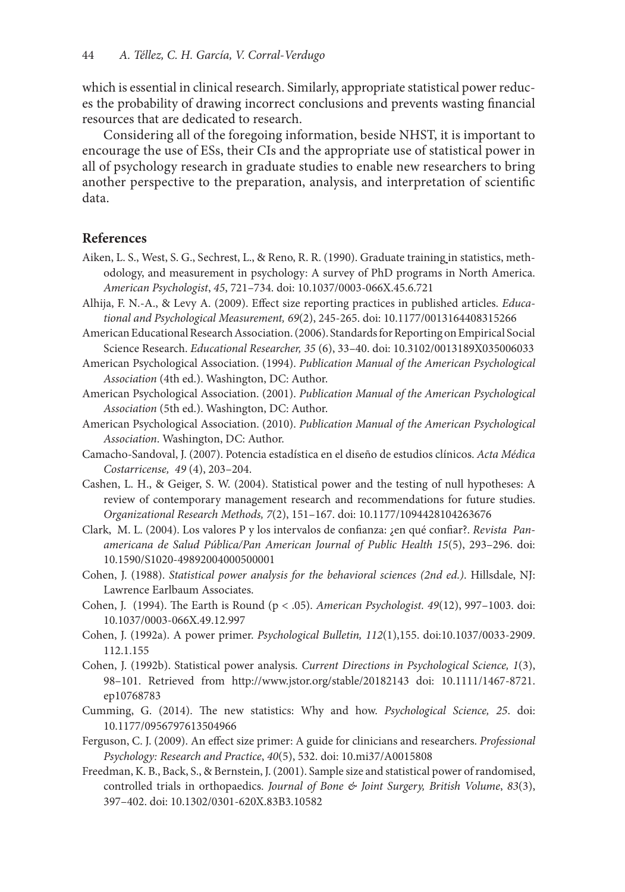which is essential in clinical research. Similarly, appropriate statistical power reduces the probability of drawing incorrect conclusions and prevents wasting financial resources that are dedicated to research.

Considering all of the foregoing information, beside NHST, it is important to encourage the use of ESs, their CIs and the appropriate use of statistical power in all of psychology research in graduate studies to enable new researchers to bring another perspective to the preparation, analysis, and interpretation of scientific data.

## References

Aiken, L. S., West, S. G., Sechrest, L., & Reno, R. R. (1990). Graduate training in statistics, methodology, and measurement in psychology: A survey of PhD programs in North America. *American Psychologist*, *45*, 721–734. doi: 10.1037/0003-066X.45.6.721

Alhija, F. N.-A., & Levy A. (2009). Effect size reporting practices in published articles. *Educational and Psychological Measurement, 69*(2), 245-265. doi: 10.1177/0013164408315266

American Educational Research Association. (2006). Standards for Reporting on Empirical Social Science Research. *Educational Researcher, 35* (6), 33–40. doi: 10.3102/0013189X035006033

American Psychological Association. (1994). *Publication Manual of the American Psychological Association* (4th ed.). Washington, DC: Author.

American Psychological Association. (2001). *Publication Manual of the American Psychological Association* (5th ed.). Washington, DC: Author.

American Psychological Association. (2010). *Publication Manual of the American Psychological Association*. Washington, DC: Author.

Camacho-Sandoval, J. (2007). Potencia estadística en el diseño de estudios clínicos. *Acta Médica Costarricense, 49* (4), 203–204.

Cashen, L. H., & Geiger, S. W. (2004). Statistical power and the testing of null hypotheses: A review of contemporary management research and recommendations for future studies. *Organizational Research Methods, 7*(2), 151–167. doi: 10.1177/1094428104263676

Clark, M. L. (2004). Los valores P y los intervalos de confianza: ¿en qué confiar?. *Revista Panamericana de Salud Pública/Pan American Journal of Public Health 15*(5), 293–296. doi: 10.1590/S1020-49892004000500001

Cohen, J. (1988). *Statistical power analysis for the behavioral sciences (2nd ed.)*. Hillsdale, NJ: Lawrence Earlbaum Associates.

Cohen, J. (1994). The Earth is Round (p < .05). *American Psychologist. 49*(12), 997–1003. doi: 10.1037/0003-066X.49.12.997

Cohen, J. (1992a). A power primer. *Psychological Bulletin, 112*(1),155. doi:10.1037/0033-2909.112.1.155

Cohen, J. (1992b). Statistical power analysis. *Current Directions in Psychological Science, 1*(3), 98–101. Retrieved from http://www.jstor.org/stable/20182143 doi: 10.1111/1467-8721.ep10768783

Cumming, G. (2014). The new statistics: Why and how. *Psychological Science, 25*. doi: 10.1177/0956797613504966

Ferguson, C. J. (2009). An effect size primer: A guide for clinicians and researchers. *Professional Psychology: Research and Practice*, *40*(5), 532. doi: 10.mi37/A0015808

Freedman, K. B., Back, S., & Bernstein, J. (2001). Sample size and statistical power of randomised, controlled trials in orthopaedics. *Journal of Bone & Joint Surgery, British Volume*, *83*(3), 397–402. doi: 10.1302/0301-620X.83B3.10582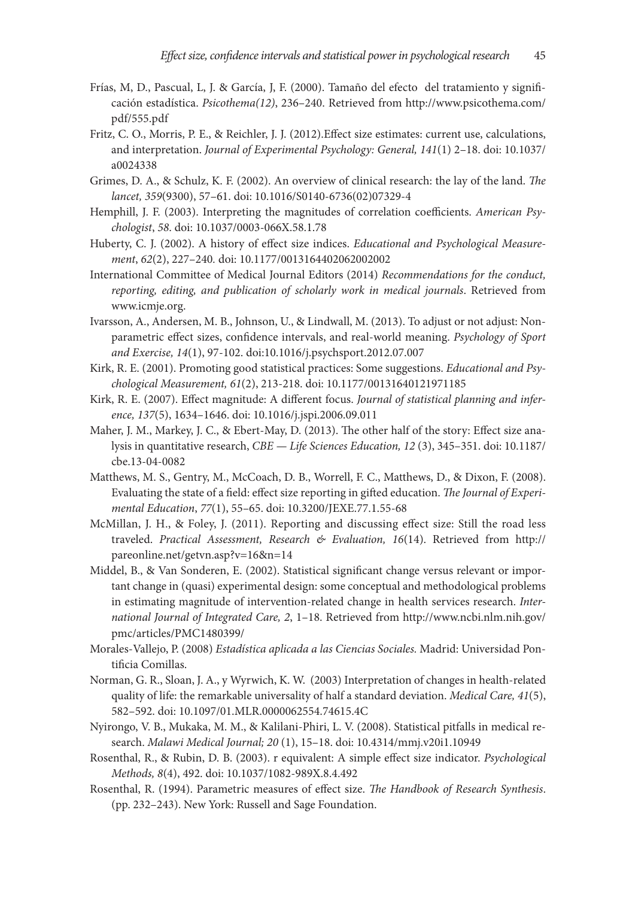Frías, M, D., Pascual, L, J. & García, J, F. (2000). Tamaño del efecto del tratamiento y significación estadística. *Psicothema(12)*, 236–240. Retrieved from http://www.psicothema.com/pdf/555.pdf

Fritz, C. O., Morris, P. E., & Reichler, J. J. (2012).Effect size estimates: current use, calculations, and interpretation. *Journal of Experimental Psychology: General, 141*(1) 2–18. doi: 10.1037/a0024338

Grimes, D. A., & Schulz, K. F. (2002). An overview of clinical research: the lay of the land. *The lancet, 359*(9300), 57–61. doi: 10.1016/S0140-6736(02)07329-4

Hemphill, J. F. (2003). Interpreting the magnitudes of correlation coefficients. *American Psychologist*, *58*. doi: 10.1037/0003-066X.58.1.78

Huberty, C. J. (2002). A history of effect size indices. *Educational and Psychological Measurement*, *62*(2), 227–240. doi: 10.1177/0013164402062002002

International Committee of Medical Journal Editors (2014) *Recommendations for the conduct, reporting, editing, and publication of scholarly work in medical journals*. Retrieved from www.icmje.org.

Ivarsson, A., Andersen, M. B., Johnson, U., & Lindwall, M. (2013). To adjust or not adjust: Nonparametric effect sizes, confidence intervals, and real-world meaning. *Psychology of Sport and Exercise, 14*(1), 97-102. doi:10.1016/j.psychsport.2012.07.007

Kirk, R. E. (2001). Promoting good statistical practices: Some suggestions. *Educational and Psychological Measurement, 61*(2), 213-218. doi: 10.1177/00131640121971185

Kirk, R. E. (2007). Effect magnitude: A different focus. *Journal of statistical planning and inference, 137*(5), 1634–1646. doi: 10.1016/j.jspi.2006.09.011

Maher, J. M., Markey, J. C., & Ebert-May, D. (2013). The other half of the story: Effect size analysis in quantitative research, *CBE — Life Sciences Education, 12* (3), 345–351. doi: 10.1187/cbe.13-04-0082

Matthews, M. S., Gentry, M., McCoach, D. B., Worrell, F. C., Matthews, D., & Dixon, F. (2008). Evaluating the state of a field: effect size reporting in gifted education. *The Journal of Experimental Education*, *77*(1), 55–65. doi: 10.3200/JEXE.77.1.55-68

McMillan, J. H., & Foley, J. (2011). Reporting and discussing effect size: Still the road less traveled. *Practical Assessment, Research & Evaluation, 16*(14). Retrieved from http://pareonline.net/getvn.asp?v=16&n=14

Middel, B., & Van Sonderen, E. (2002). Statistical significant change versus relevant or important change in (quasi) experimental design: some conceptual and methodological problems in estimating magnitude of intervention-related change in health services research. *International Journal of Integrated Care, 2*, 1–18. Retrieved from http://www.ncbi.nlm.nih.gov/pmc/articles/PMC1480399/

Morales-Vallejo, P. (2008) *Estadística aplicada a las Ciencias Sociales.* Madrid: Universidad Pontificia Comillas.

Norman, G. R., Sloan, J. A., y Wyrwich, K. W. (2003) Interpretation of changes in health-related quality of life: the remarkable universality of half a standard deviation. *Medical Care, 41*(5), 582–592. doi: 10.1097/01.MLR.0000062554.74615.4C

Nyirongo, V. B., Mukaka, M. M., & Kalilani-Phiri, L. V. (2008). Statistical pitfalls in medical research. *Malawi Medical Journal; 20* (1), 15–18. doi: 10.4314/mmj.v20i1.10949

Rosenthal, R., & Rubin, D. B. (2003). r equivalent: A simple effect size indicator. *Psychological Methods, 8*(4), 492. doi: 10.1037/1082-989X.8.4.492

Rosenthal, R. (1994). Parametric measures of effect size. *The Handbook of Research Synthesis*. (pp. 232–243). New York: Russell and Sage Foundation.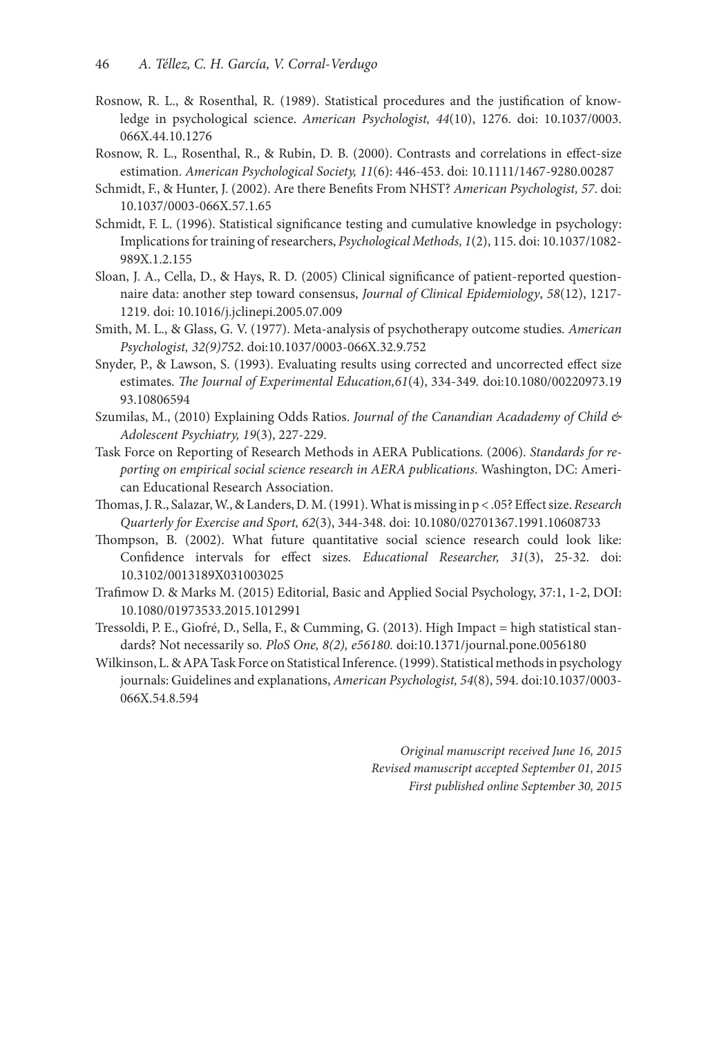Rosnow, R. L., & Rosenthal, R. (1989). Statistical procedures and the justification of knowledge in psychological science. *American Psychologist, 44*(10), 1276. doi: 10.1037/0003.066X.44.10.1276

Rosnow, R. L., Rosenthal, R., & Rubin, D. B. (2000). Contrasts and correlations in effect-size estimation. *American Psychological Society, 11*(6): 446-453. doi: 10.1111/1467-9280.00287

Schmidt, F., & Hunter, J. (2002). Are there Benefits From NHST? *American Psychologist, 57*. doi: 10.1037/0003-066X.57.1.65

Schmidt, F. L. (1996). Statistical significance testing and cumulative knowledge in psychology: Implications for training of researchers, *Psychological Methods, 1*(2), 115. doi: 10.1037/1082-989X.1.2.155

Sloan, J. A., Cella, D., & Hays, R. D. (2005) Clinical significance of patient-reported questionnaire data: another step toward consensus, *Journal of Clinical Epidemiology*, *58*(12), 1217-1219. doi: 10.1016/j.jclinepi.2005.07.009

Smith, M. L., & Glass, G. V. (1977). Meta-analysis of psychotherapy outcome studies. *American Psychologist, 32(9)752*. doi:10.1037/0003-066X.32.9.752

Snyder, P., & Lawson, S. (1993). Evaluating results using corrected and uncorrected effect size estimates. *The Journal of Experimental Education,61*(4), 334-349. doi:10.1080/00220973.1993.10806594

Szumilas, M., (2010) Explaining Odds Ratios. *Journal of the Canandian Acadademy of Child & Adolescent Psychiatry, 19*(3), 227-229.

Task Force on Reporting of Research Methods in AERA Publications. (2006). *Standards for reporting on empirical social science research in AERA publications*. Washington, DC: American Educational Research Association.

Thomas, J. R., Salazar, W., & Landers, D. M. (1991). What is missing in p < .05? Effect size. *Research Quarterly for Exercise and Sport, 62*(3), 344-348. doi: 10.1080/02701367.1991.10608733

Thompson, B. (2002). What future quantitative social science research could look like: Confidence intervals for effect sizes. *Educational Researcher, 31*(3), 25-32. doi: 10.3102/0013189X031003025

Trafimow D. & Marks M. (2015) Editorial, Basic and Applied Social Psychology, 37:1, 1-2, DOI: 10.1080/01973533.2015.1012991

Tressoldi, P. E., Giofré, D., Sella, F., & Cumming, G. (2013). High Impact = high statistical standards? Not necessarily so. *PloS One, 8(2), e56180.* doi:10.1371/journal.pone.0056180

Wilkinson, L. & APA Task Force on Statistical Inference. (1999). Statistical methods in psychology journals: Guidelines and explanations, *American Psychologist, 54*(8), 594. doi:10.1037/0003-066X.54.8.594

*Original manuscript received June 16, 2015*
*Revised manuscript accepted September 01, 2015*
*First published online September 30, 2015*